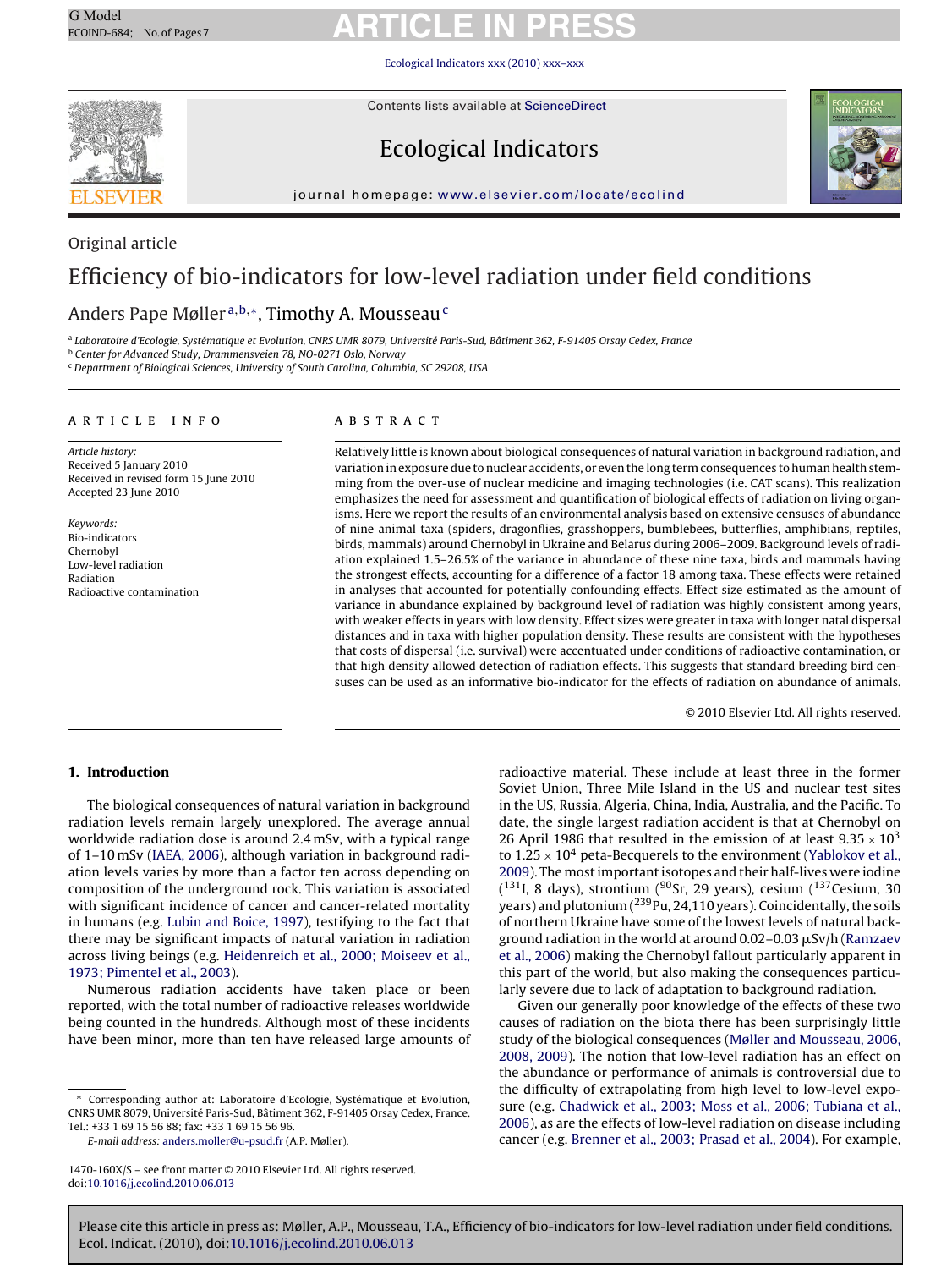Original article

# Efficiency of bio-indicators for low-level radiation under field conditions

Anders Pape Møller[a,b,*], Timothy A. Mousseau[c]

[a] Laboratoire d'Ecologie, Systématique et Evolution, CNRS UMR 8079, Université Paris-Sud, Bâtiment 362, F-91405 Orsay Cedex, France
[b] Center for Advanced Study, Drammensveien 78, NO-0271 Oslo, Norway
[c] Department of Biological Sciences, University of South Carolina, Columbia, SC 29208, USA

**ARTICLE INFO**

*Article history:*
Received 5 January 2010
Received in revised form 15 June 2010
Accepted 23 June 2010

*Keywords:*
Bio-indicators
Chernobyl
Low-level radiation
Radiation
Radioactive contamination

**ABSTRACT**

Relatively little is known about biological consequences of natural variation in background radiation, and variation in exposure due to nuclear accidents, or even the long term consequences to human health stemming from the over-use of nuclear medicine and imaging technologies (i.e. CAT scans). This realization emphasizes the need for assessment and quantification of biological effects of radiation on living organisms. Here we report the results of an environmental analysis based on extensive censuses of abundance of nine animal taxa (spiders, dragonflies, grasshoppers, bumblebees, butterflies, amphibians, reptiles, birds, mammals) around Chernobyl in Ukraine and Belarus during 2006–2009. Background levels of radiation explained 1.5–26.5% of the variance in abundance of these nine taxa, birds and mammals having the strongest effects, accounting for a difference of a factor 18 among taxa. These effects were retained in analyses that accounted for potentially confounding effects. Effect size estimated as the amount of variance in abundance explained by background level of radiation was highly consistent among years, with weaker effects in years with low density. Effect sizes were greater in taxa with longer natal dispersal distances and in taxa with higher population density. These results are consistent with the hypotheses that costs of dispersal (i.e. survival) were accentuated under conditions of radioactive contamination, or that high density allowed detection of radiation effects. This suggests that standard breeding bird censuses can be used as an informative bio-indicator for the effects of radiation on abundance of animals.

© 2010 Elsevier Ltd. All rights reserved.

## 1. Introduction

The biological consequences of natural variation in background radiation levels remain largely unexplored. The average annual worldwide radiation dose is around 2.4 mSv, with a typical range of 1–10 mSv (IAEA, 2006), although variation in background radiation levels varies by more than a factor ten across depending on composition of the underground rock. This variation is associated with significant incidence of cancer and cancer-related mortality in humans (e.g. Lubin and Boice, 1997), testifying to the fact that there may be significant impacts of natural variation in radiation across living beings (e.g. Heidenreich et al., 2000; Moiseev et al., 1973; Pimentel et al., 2003).

Numerous radiation accidents have taken place or been reported, with the total number of radioactive releases worldwide being counted in the hundreds. Although most of these incidents have been minor, more than ten have released large amounts of radioactive material. These include at least three in the former Soviet Union, Three Mile Island in the US and nuclear test sites in the US, Russia, Algeria, China, India, Australia, and the Pacific. To date, the single largest radiation accident is that at Chernobyl on 26 April 1986 that resulted in the emission of at least $9.35 \times 10^3$ to $1.25 \times 10^4$ peta-Becquerels to the environment (Yablokov et al., 2009). The most important isotopes and their half-lives were iodine ($^{131}$I, 8 days), strontium ($^{90}$Sr, 29 years), cesium ($^{137}$Cesium, 30 years) and plutonium ($^{239}$Pu, 24,110 years). Coincidentally, the soils of northern Ukraine have some of the lowest levels of natural background radiation in the world at around 0.02–0.03 μSv/h (Ramzaev et al., 2006) making the Chernobyl fallout particularly apparent in this part of the world, but also making the consequences particularly severe due to lack of adaptation to background radiation.

Given our generally poor knowledge of the effects of these two causes of radiation on the biota there has been surprisingly little study of the biological consequences (Møller and Mousseau, 2006, 2008, 2009). The notion that low-level radiation has an effect on the abundance or performance of animals is controversial due to the difficulty of extrapolating from high level to low-level exposure (e.g. Chadwick et al., 2003; Moss et al., 2006; Tubiana et al., 2006), as are the effects of low-level radiation on disease including cancer (e.g. Brenner et al., 2003; Prasad et al., 2004). For example,

* Corresponding author at: Laboratoire d'Ecologie, Systématique et Evolution, CNRS UMR 8079, Université Paris-Sud, Bâtiment 362, F-91405 Orsay Cedex, France. Tel.: +33 1 69 15 56 88; fax: +33 1 69 15 56 96.
E-mail address: anders.moller@u-psud.fr (A.P. Møller).

1470-160X/$ – see front matter © 2010 Elsevier Ltd. All rights reserved.
doi:10.1016/j.ecolind.2010.06.013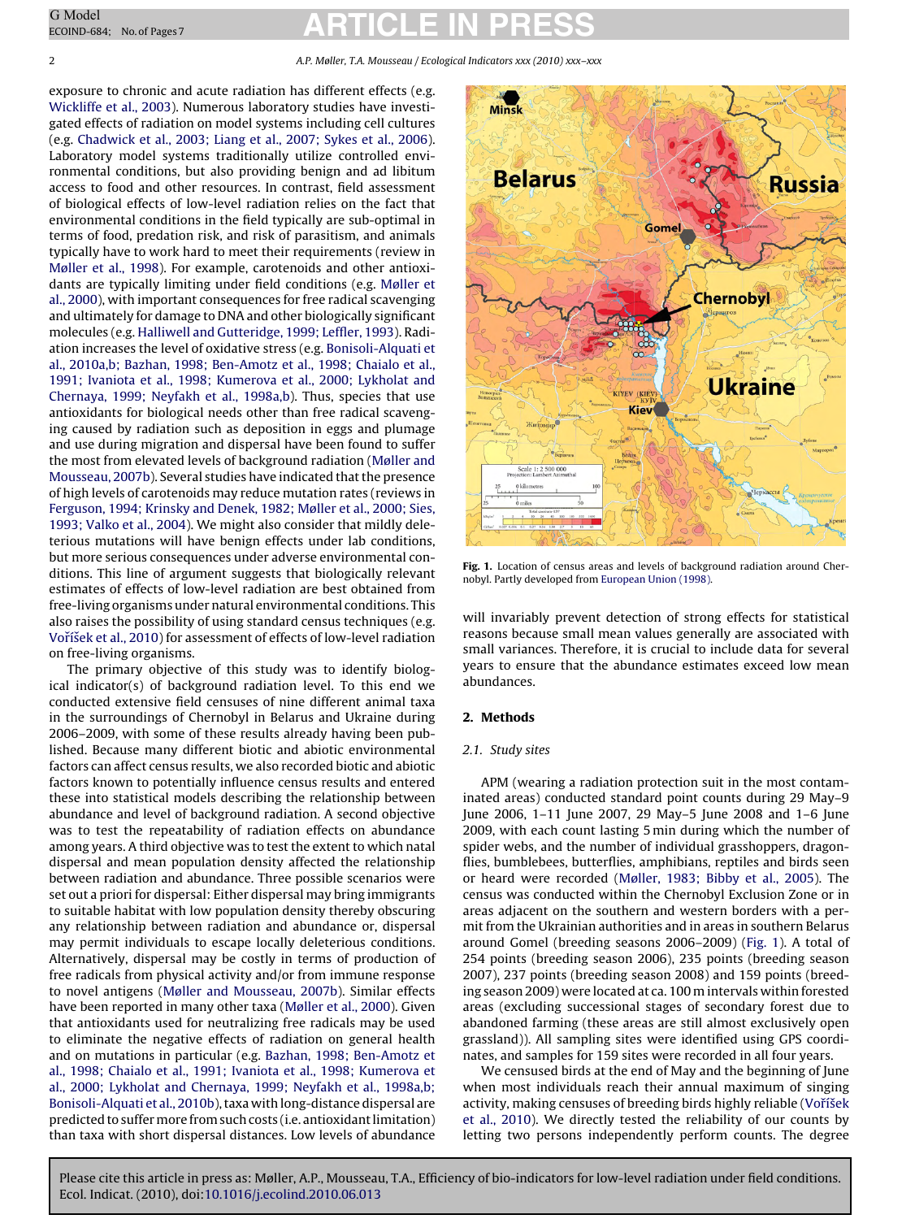exposure to chronic and acute radiation has different effects (e.g. Wickliffe et al., 2003). Numerous laboratory studies have investigated effects of radiation on model systems including cell cultures (e.g. Chadwick et al., 2003; Liang et al., 2007; Sykes et al., 2006). Laboratory model systems traditionally utilize controlled environmental conditions, but also providing benign and ad libitum access to food and other resources. In contrast, field assessment of biological effects of low-level radiation relies on the fact that environmental conditions in the field typically are sub-optimal in terms of food, predation risk, and risk of parasitism, and animals typically have to work hard to meet their requirements (review in Møller et al., 1998). For example, carotenoids and other antioxidants are typically limiting under field conditions (e.g. Møller et al., 2000), with important consequences for free radical scavenging and ultimately for damage to DNA and other biologically significant molecules (e.g. Halliwell and Gutteridge, 1999; Leffler, 1993). Radiation increases the level of oxidative stress (e.g. Bonisoli-Alquati et al., 2010a,b; Bazhan, 1998; Ben-Amotz et al., 1998; Chaialo et al., 1991; Ivaniota et al., 1998; Kumerova et al., 2000; Lykholat and Chernaya, 1999; Neyfakh et al., 1998a,b). Thus, species that use antioxidants for biological needs other than free radical scavenging caused by radiation such as deposition in eggs and plumage and use during migration and dispersal have been found to suffer the most from elevated levels of background radiation (Møller and Mousseau, 2007b). Several studies have indicated that the presence of high levels of carotenoids may reduce mutation rates (reviews in Ferguson, 1994; Krinsky and Denek, 1982; Møller et al., 2000; Sies, 1993; Valko et al., 2004). We might also consider that mildly deleterious mutations will have benign effects under lab conditions, but more serious consequences under adverse environmental conditions. This line of argument suggests that biologically relevant estimates of effects of low-level radiation are best obtained from free-living organisms under natural environmental conditions. This also raises the possibility of using standard census techniques (e.g. Voříšek et al., 2010) for assessment of effects of low-level radiation on free-living organisms.

The primary objective of this study was to identify biological indicator(s) of background radiation level. To this end we conducted extensive field censuses of nine different animal taxa in the surroundings of Chernobyl in Belarus and Ukraine during 2006–2009, with some of these results already having been published. Because many different biotic and abiotic environmental factors can affect census results, we also recorded biotic and abiotic factors known to potentially influence census results and entered these into statistical models describing the relationship between abundance and level of background radiation. A second objective was to test the repeatability of radiation effects on abundance among years. A third objective was to test the extent to which natal dispersal and mean population density affected the relationship between radiation and abundance. Three possible scenarios were set out a priori for dispersal: Either dispersal may bring immigrants to suitable habitat with low population density thereby obscuring any relationship between radiation and abundance or, dispersal may permit individuals to escape locally deleterious conditions. Alternatively, dispersal may be costly in terms of production of free radicals from physical activity and/or from immune response to novel antigens (Møller and Mousseau, 2007b). Similar effects have been reported in many other taxa (Møller et al., 2000). Given that antioxidants used for neutralizing free radicals may be used to eliminate the negative effects of radiation on general health and on mutations in particular (e.g. Bazhan, 1998; Ben-Amotz et al., 1998; Chaialo et al., 1991; Ivaniota et al., 1998; Kumerova et al., 2000; Lykholat and Chernaya, 1999; Neyfakh et al., 1998a,b; Bonisoli-Alquati et al., 2010b), taxa with long-distance dispersal are predicted to suffer more from such costs (i.e. antioxidant limitation) than taxa with short dispersal distances. Low levels of abundance will invariably prevent detection of strong effects for statistical reasons because small mean values generally are associated with small variances. Therefore, it is crucial to include data for several years to ensure that the abundance estimates exceed low mean abundances.

**Fig. 1.** Location of census areas and levels of background radiation around Chernobyl. Partly developed from European Union (1998).

## 2. Methods

### 2.1. Study sites

APM (wearing a radiation protection suit in the most contaminated areas) conducted standard point counts during 29 May–9 June 2006, 1–11 June 2007, 29 May–5 June 2008 and 1–6 June 2009, with each count lasting 5 min during which the number of spider webs, and the number of individual grasshoppers, dragonflies, bumblebees, butterflies, amphibians, reptiles and birds seen or heard were recorded (Møller, 1983; Bibby et al., 2005). The census was conducted within the Chernobyl Exclusion Zone or in areas adjacent on the southern and western borders with a permit from the Ukrainian authorities and in areas in southern Belarus around Gomel (breeding seasons 2006–2009) (Fig. 1). A total of 254 points (breeding season 2006), 235 points (breeding season 2007), 237 points (breeding season 2008) and 159 points (breeding season 2009) were located at ca. 100 m intervals within forested areas (excluding successional stages of secondary forest due to abandoned farming (these areas are still almost exclusively open grassland)). All sampling sites were identified using GPS coordinates, and samples for 159 sites were recorded in all four years.

We censused birds at the end of May and the beginning of June when most individuals reach their annual maximum of singing activity, making censuses of breeding birds highly reliable (Voříšek et al., 2010). We directly tested the reliability of our counts by letting two persons independently perform counts. The degree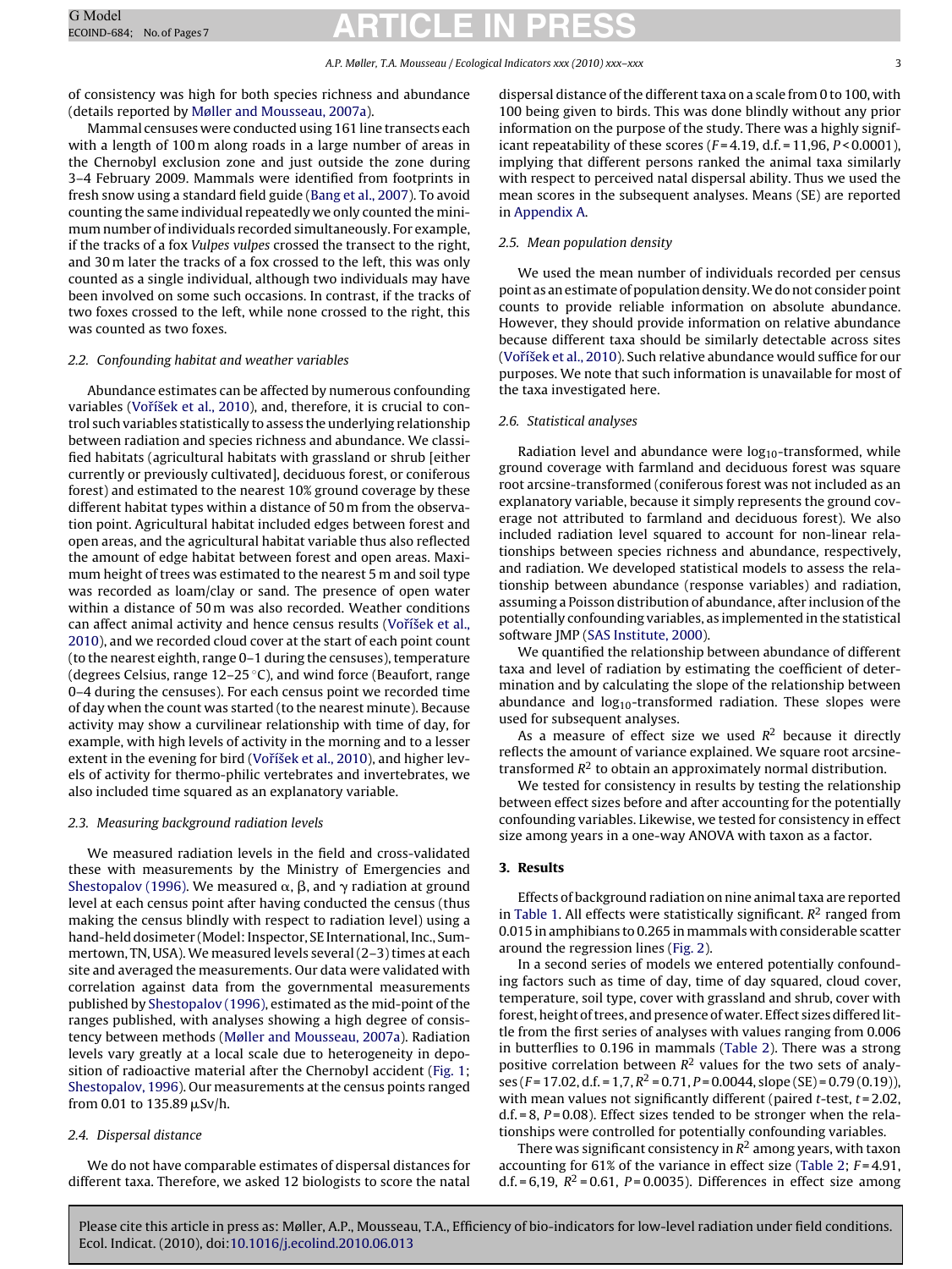of consistency was high for both species richness and abundance (details reported by Møller and Mousseau, 2007a).

Mammal censuses were conducted using 161 line transects each with a length of 100 m along roads in a large number of areas in the Chernobyl exclusion zone and just outside the zone during 3–4 February 2009. Mammals were identified from footprints in fresh snow using a standard field guide (Bang et al., 2007). To avoid counting the same individual repeatedly we only counted the minimum number of individuals recorded simultaneously. For example, if the tracks of a fox *Vulpes vulpes* crossed the transect to the right, and 30 m later the tracks of a fox crossed to the left, this was only counted as a single individual, although two individuals may have been involved on some such occasions. In contrast, if the tracks of two foxes crossed to the left, while none crossed to the right, this was counted as two foxes.

### 2.2. Confounding habitat and weather variables

Abundance estimates can be affected by numerous confounding variables (Voříšek et al., 2010), and, therefore, it is crucial to control such variables statistically to assess the underlying relationship between radiation and species richness and abundance. We classified habitats (agricultural habitats with grassland or shrub [either currently or previously cultivated], deciduous forest, or coniferous forest) and estimated to the nearest 10% ground coverage by these different habitat types within a distance of 50 m from the observation point. Agricultural habitat included edges between forest and open areas, and the agricultural habitat variable thus also reflected the amount of edge habitat between forest and open areas. Maximum height of trees was estimated to the nearest 5 m and soil type was recorded as loam/clay or sand. The presence of open water within a distance of 50 m was also recorded. Weather conditions can affect animal activity and hence census results (Voříšek et al., 2010), and we recorded cloud cover at the start of each point count (to the nearest eighth, range 0–1 during the censuses), temperature (degrees Celsius, range 12–25 °C), and wind force (Beaufort, range 0–4 during the censuses). For each census point we recorded time of day when the count was started (to the nearest minute). Because activity may show a curvilinear relationship with time of day, for example, with high levels of activity in the morning and to a lesser extent in the evening for bird (Voříšek et al., 2010), and higher levels of activity for thermo-philic vertebrates and invertebrates, we also included time squared as an explanatory variable.

### 2.3. Measuring background radiation levels

We measured radiation levels in the field and cross-validated these with measurements by the Ministry of Emergencies and Shestopalov (1996). We measured α, β, and γ radiation at ground level at each census point after having conducted the census (thus making the census blindly with respect to radiation level) using a hand-held dosimeter (Model: Inspector, SE International, Inc., Summertown, TN, USA). We measured levels several (2–3) times at each site and averaged the measurements. Our data were validated with correlation against data from the governmental measurements published by Shestopalov (1996), estimated as the mid-point of the ranges published, with analyses showing a high degree of consistency between methods (Møller and Mousseau, 2007a). Radiation levels vary greatly at a local scale due to heterogeneity in deposition of radioactive material after the Chernobyl accident (Fig. 1; Shestopalov, 1996). Our measurements at the census points ranged from 0.01 to 135.89 μSv/h.

### 2.4. Dispersal distance

We do not have comparable estimates of dispersal distances for different taxa. Therefore, we asked 12 biologists to score the natal dispersal distance of the different taxa on a scale from 0 to 100, with 100 being given to birds. This was done blindly without any prior information on the purpose of the study. There was a highly significant repeatability of these scores ($F = 4.19$, d.f. = 11,96, $P < 0.0001$), implying that different persons ranked the animal taxa similarly with respect to perceived natal dispersal ability. Thus we used the mean scores in the subsequent analyses. Means (SE) are reported in Appendix A.

### 2.5. Mean population density

We used the mean number of individuals recorded per census point as an estimate of population density. We do not consider point counts to provide reliable information on absolute abundance. However, they should provide information on relative abundance because different taxa should be similarly detectable across sites (Voříšek et al., 2010). Such relative abundance would suffice for our purposes. We note that such information is unavailable for most of the taxa investigated here.

### 2.6. Statistical analyses

Radiation level and abundance were $\log_{10}$-transformed, while ground coverage with farmland and deciduous forest was square root arcsine-transformed (coniferous forest was not included as an explanatory variable, because it simply represents the ground coverage not attributed to farmland and deciduous forest). We also included radiation level squared to account for non-linear relationships between species richness and abundance, respectively, and radiation. We developed statistical models to assess the relationship between abundance (response variables) and radiation, assuming a Poisson distribution of abundance, after inclusion of the potentially confounding variables, as implemented in the statistical software JMP (SAS Institute, 2000).

We quantified the relationship between abundance of different taxa and level of radiation by estimating the coefficient of determination and by calculating the slope of the relationship between abundance and $\log_{10}$-transformed radiation. These slopes were used for subsequent analyses.

As a measure of effect size we used $R^2$ because it directly reflects the amount of variance explained. We square root arcsine-transformed $R^2$ to obtain an approximately normal distribution.

We tested for consistency in results by testing the relationship between effect sizes before and after accounting for the potentially confounding variables. Likewise, we tested for consistency in effect size among years in a one-way ANOVA with taxon as a factor.

## 3. Results

Effects of background radiation on nine animal taxa are reported in Table 1. All effects were statistically significant. $R^2$ ranged from 0.015 in amphibians to 0.265 in mammals with considerable scatter around the regression lines (Fig. 2).

In a second series of models we entered potentially confounding factors such as time of day, time of day squared, cloud cover, temperature, soil type, cover with grassland and shrub, cover with forest, height of trees, and presence of water. Effect sizes differed little from the first series of analyses with values ranging from 0.006 in butterflies to 0.196 in mammals (Table 2). There was a strong positive correlation between $R^2$ values for the two sets of analyses ($F = 17.02$, d.f. = 1,7, $R^2 = 0.71$, $P = 0.0044$, slope (SE) = 0.79 (0.19)), with mean values not significantly different (paired $t$-test, $t = 2.02$, d.f. = 8, $P = 0.08$). Effect sizes tended to be stronger when the relationships were controlled for potentially confounding variables.

There was significant consistency in $R^2$ among years, with taxon accounting for 61% of the variance in effect size (Table 2; $F = 4.91$, d.f. = 6,19, $R^2 = 0.61$, $P = 0.0035$). Differences in effect size among

Please cite this article in press as: Møller, A.P., Mousseau, T.A., Efficiency of bio-indicators for low-level radiation under field conditions. Ecol. Indicat. (2010), doi:10.1016/j.ecolind.2010.06.013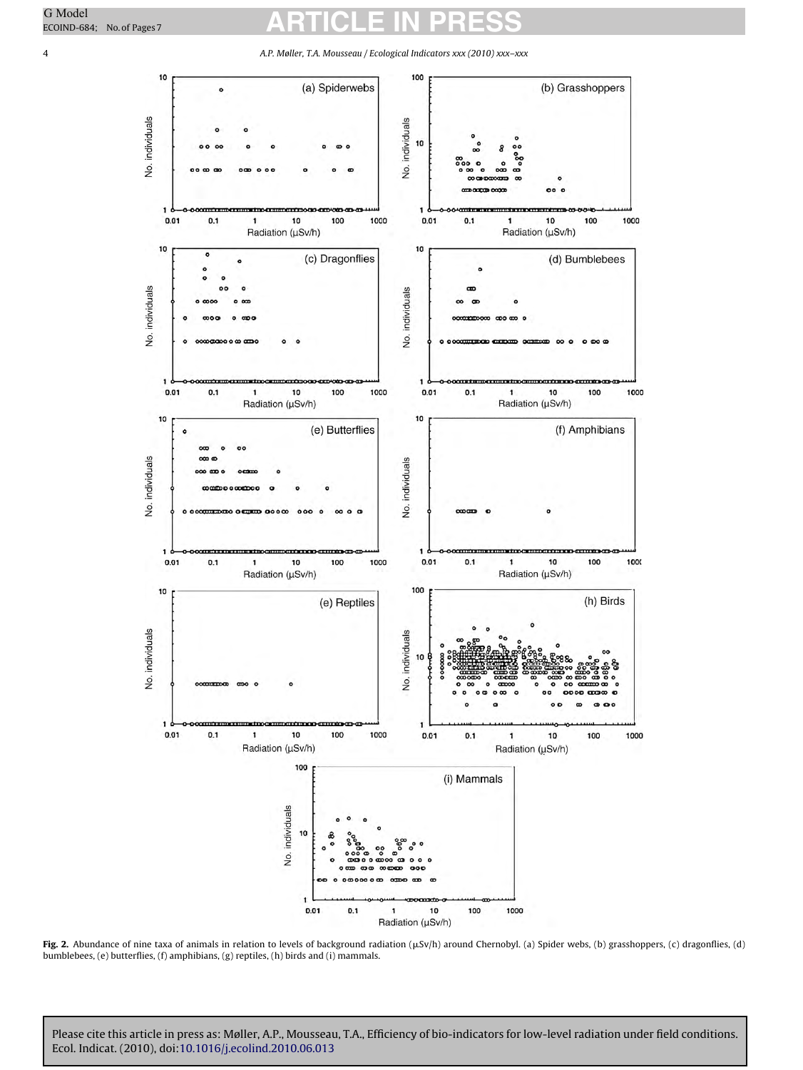**Fig. 2.** Abundance of nine taxa of animals in relation to levels of background radiation (μSv/h) around Chernobyl. (a) Spider webs, (b) grasshoppers, (c) dragonflies, (d) bumblebees, (e) butterflies, (f) amphibians, (g) reptiles, (h) birds and (i) mammals.

Please cite this article in press as: Møller, A.P., Mousseau, T.A., Efficiency of bio-indicators for low-level radiation under field conditions. Ecol. Indicat. (2010), doi:10.1016/j.ecolind.2010.06.013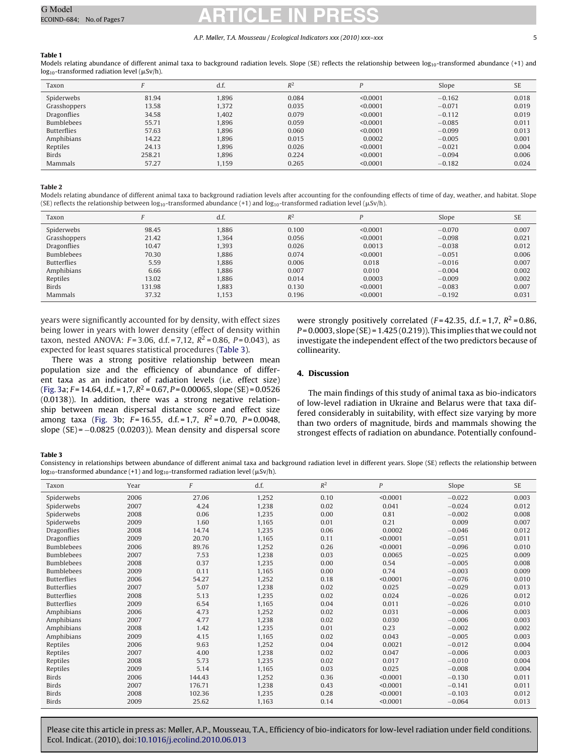**Table 1**
Models relating abundance of different animal taxa to background radiation levels. Slope (SE) reflects the relationship between $\log_{10}$-transformed abundance (+1) and $\log_{10}$-transformed radiation level (μSv/h).

| Taxon | F | d.f. | $R^2$ | P | Slope | SE |
|---|---|---|---|---|---|---|
| Spiderwebs | 81.94 | 1,896 | 0.084 | <0.0001 | −0.162 | 0.018 |
| Grasshoppers | 13.58 | 1,372 | 0.035 | <0.0001 | −0.071 | 0.019 |
| Dragonflies | 34.58 | 1,402 | 0.079 | <0.0001 | −0.112 | 0.019 |
| Bumblebees | 55.71 | 1,896 | 0.059 | <0.0001 | −0.085 | 0.011 |
| Butterflies | 57.63 | 1,896 | 0.060 | <0.0001 | −0.099 | 0.013 |
| Amphibians | 14.22 | 1,896 | 0.015 | 0.0002 | −0.005 | 0.001 |
| Reptiles | 24.13 | 1,896 | 0.026 | <0.0001 | −0.021 | 0.004 |
| Birds | 258.21 | 1,896 | 0.224 | <0.0001 | −0.094 | 0.006 |
| Mammals | 57.27 | 1,159 | 0.265 | <0.0001 | −0.182 | 0.024 |

**Table 2**
Models relating abundance of different animal taxa to background radiation levels after accounting for the confounding effects of time of day, weather, and habitat. Slope (SE) reflects the relationship between $\log_{10}$-transformed abundance (+1) and $\log_{10}$-transformed radiation level (μSv/h).

| Taxon | F | d.f. | $R^2$ | P | Slope | SE |
|---|---|---|---|---|---|---|
| Spiderwebs | 98.45 | 1,886 | 0.100 | <0.0001 | −0.070 | 0.007 |
| Grasshoppers | 21.42 | 1,364 | 0.056 | <0.0001 | −0.098 | 0.021 |
| Dragonflies | 10.47 | 1,393 | 0.026 | 0.0013 | −0.038 | 0.012 |
| Bumblebees | 70.30 | 1,886 | 0.074 | <0.0001 | −0.051 | 0.006 |
| Butterflies | 5.59 | 1,886 | 0.006 | 0.018 | −0.016 | 0.007 |
| Amphibians | 6.66 | 1,886 | 0.007 | 0.010 | −0.004 | 0.002 |
| Reptiles | 13.02 | 1,886 | 0.014 | 0.0003 | −0.009 | 0.002 |
| Birds | 131.98 | 1,883 | 0.130 | <0.0001 | −0.083 | 0.007 |
| Mammals | 37.32 | 1,153 | 0.196 | <0.0001 | −0.192 | 0.031 |

years were significantly accounted for by density, with effect sizes being lower in years with lower density (effect of density within taxon, nested ANOVA: $F = 3.06$, d.f. = 7,12, $R^2 = 0.86$, $P = 0.043$), as expected for least squares statistical procedures (Table 3).

There was a strong positive relationship between mean population size and the efficiency of abundance of different taxa as an indicator of radiation levels (i.e. effect size) (Fig. 3a; $F = 14.64$, d.f. = 1,7, $R^2 = 0.67$, $P = 0.00065$, slope (SE) = 0.0526 (0.0138)). In addition, there was a strong negative relationship between mean dispersal distance score and effect size among taxa (Fig. 3b; $F = 16.55$, d.f. = 1,7, $R^2 = 0.70$, $P = 0.0048$, slope (SE) = −0.0825 (0.0203)). Mean density and dispersal score were strongly positively correlated ($F = 42.35$, d.f. = 1,7, $R^2 = 0.86$, $P = 0.0003$, slope (SE) = 1.425 (0.219)). This implies that we could not investigate the independent effect of the two predictors because of collinearity.

## 4. Discussion

The main findings of this study of animal taxa as bio-indicators of low-level radiation in Ukraine and Belarus were that taxa differed considerably in suitability, with effect size varying by more than two orders of magnitude, birds and mammals showing the strongest effects of radiation on abundance. Potentially confound-

**Table 3**
Consistency in relationships between abundance of different animal taxa and background radiation level in different years. Slope (SE) reflects the relationship between $\log_{10}$-transformed abundance (+1) and $\log_{10}$-transformed radiation level (μSv/h).

| Taxon | Year | F | d.f. | $R^2$ | P | Slope | SE |
|---|---|---|---|---|---|---|---|
| Spiderwebs | 2006 | 27.06 | 1,252 | 0.10 | <0.0001 | −0.022 | 0.003 |
| Spiderwebs | 2007 | 4.24 | 1,238 | 0.02 | 0.041 | −0.024 | 0.012 |
| Spiderwebs | 2008 | 0.06 | 1,235 | 0.00 | 0.81 | −0.002 | 0.008 |
| Spiderwebs | 2009 | 1.60 | 1,165 | 0.01 | 0.21 | 0.009 | 0.007 |
| Dragonflies | 2008 | 14.74 | 1,235 | 0.06 | 0.0002 | −0.046 | 0.012 |
| Dragonflies | 2009 | 20.70 | 1,165 | 0.11 | <0.0001 | −0.051 | 0.011 |
| Bumblebees | 2006 | 89.76 | 1,252 | 0.26 | <0.0001 | −0.096 | 0.010 |
| Bumblebees | 2007 | 7.53 | 1,238 | 0.03 | 0.0065 | −0.025 | 0.009 |
| Bumblebees | 2008 | 0.37 | 1,235 | 0.00 | 0.54 | −0.005 | 0.008 |
| Bumblebees | 2009 | 0.11 | 1,165 | 0.00 | 0.74 | −0.003 | 0.009 |
| Butterflies | 2006 | 54.27 | 1,252 | 0.18 | <0.0001 | −0.076 | 0.010 |
| Butterflies | 2007 | 5.07 | 1,238 | 0.02 | 0.025 | −0.029 | 0.013 |
| Butterflies | 2008 | 5.13 | 1,235 | 0.02 | 0.024 | −0.026 | 0.012 |
| Butterflies | 2009 | 6.54 | 1,165 | 0.04 | 0.011 | −0.026 | 0.010 |
| Amphibians | 2006 | 4.73 | 1,252 | 0.02 | 0.031 | −0.006 | 0.003 |
| Amphibians | 2007 | 4.77 | 1,238 | 0.02 | 0.030 | −0.006 | 0.003 |
| Amphibians | 2008 | 1.42 | 1,235 | 0.01 | 0.23 | −0.002 | 0.002 |
| Amphibians | 2009 | 4.15 | 1,165 | 0.02 | 0.043 | −0.005 | 0.003 |
| Reptiles | 2006 | 9.63 | 1,252 | 0.04 | 0.0021 | −0.012 | 0.004 |
| Reptiles | 2007 | 4.00 | 1,238 | 0.02 | 0.047 | −0.006 | 0.003 |
| Reptiles | 2008 | 5.73 | 1,235 | 0.02 | 0.017 | −0.010 | 0.004 |
| Reptiles | 2009 | 5.14 | 1,165 | 0.03 | 0.025 | −0.008 | 0.004 |
| Birds | 2006 | 144.43 | 1,252 | 0.36 | <0.0001 | −0.130 | 0.011 |
| Birds | 2007 | 176.71 | 1,238 | 0.43 | <0.0001 | −0.141 | 0.011 |
| Birds | 2008 | 102.36 | 1,235 | 0.28 | <0.0001 | −0.103 | 0.012 |
| Birds | 2009 | 25.62 | 1,163 | 0.14 | <0.0001 | −0.064 | 0.013 |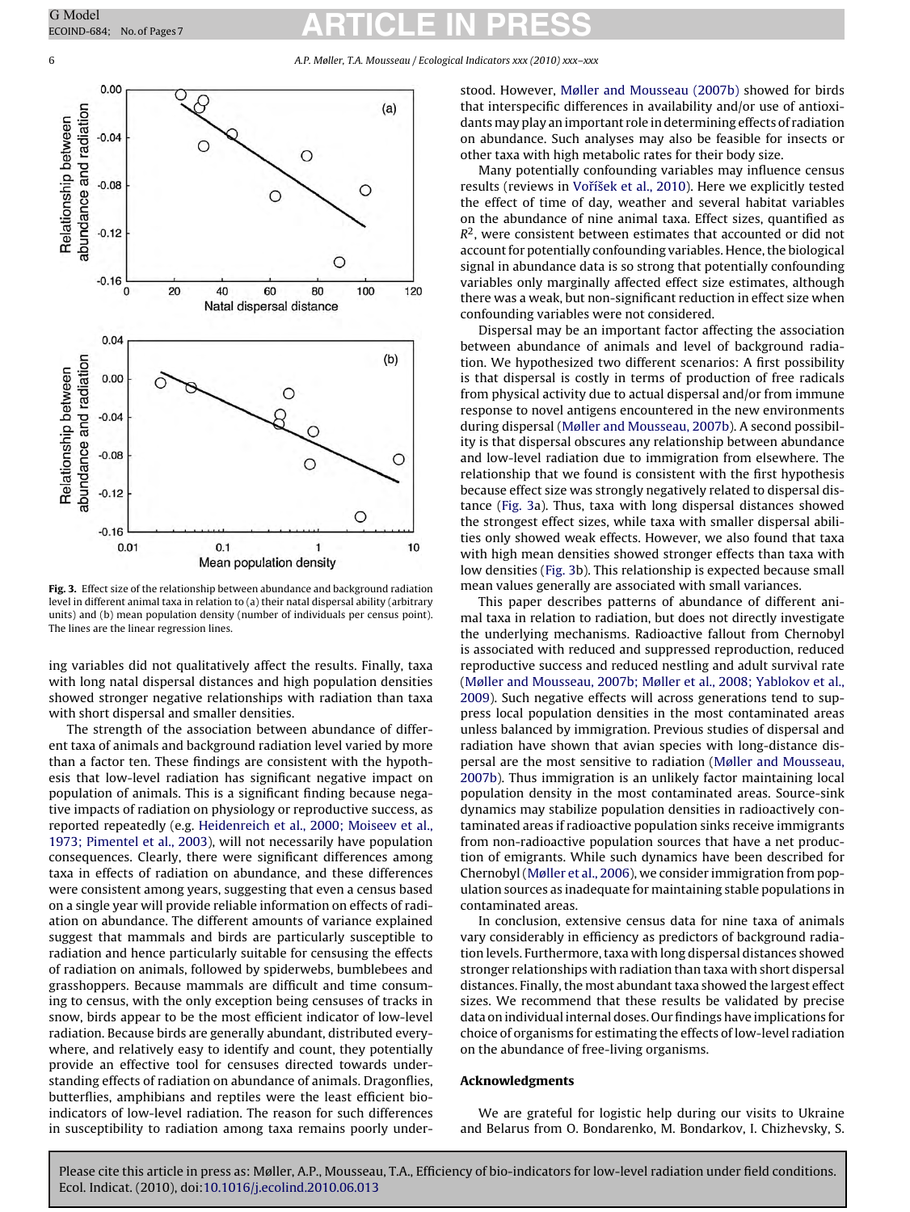**Fig. 3.** Effect size of the relationship between abundance and background radiation level in different animal taxa in relation to (a) their natal dispersal ability (arbitrary units) and (b) mean population density (number of individuals per census point). The lines are the linear regression lines.

ing variables did not qualitatively affect the results. Finally, taxa with long natal dispersal distances and high population densities showed stronger negative relationships with radiation than taxa with short dispersal and smaller densities.

The strength of the association between abundance of different taxa of animals and background radiation level varied by more than a factor ten. These findings are consistent with the hypothesis that low-level radiation has significant negative impact on population of animals. This is a significant finding because negative impacts of radiation on physiology or reproductive success, as reported repeatedly (e.g. Heidenreich et al., 2000; Moiseev et al., 1973; Pimentel et al., 2003), will not necessarily have population consequences. Clearly, there were significant differences among taxa in effects of radiation on abundance, and these differences were consistent among years, suggesting that even a census based on a single year will provide reliable information on effects of radiation on abundance. The different amounts of variance explained suggest that mammals and birds are particularly susceptible to radiation and hence particularly suitable for censusing the effects of radiation on animals, followed by spiderwebs, bumblebees and grasshoppers. Because mammals are difficult and time consuming to census, with the only exception being censuses of tracks in snow, birds appear to be the most efficient indicator of low-level radiation. Because birds are generally abundant, distributed everywhere, and relatively easy to identify and count, they potentially provide an effective tool for censuses directed towards understanding effects of radiation on abundance of animals. Dragonflies, butterflies, amphibians and reptiles were the least efficient bioindicators of low-level radiation. The reason for such differences in susceptibility to radiation among taxa remains poorly understood. However, Møller and Mousseau (2007b) showed for birds that interspecific differences in availability and/or use of antioxidants may play an important role in determining effects of radiation on abundance. Such analyses may also be feasible for insects or other taxa with high metabolic rates for their body size.

Many potentially confounding variables may influence census results (reviews in Voříšek et al., 2010). Here we explicitly tested the effect of time of day, weather and several habitat variables on the abundance of nine animal taxa. Effect sizes, quantified as $R^2$, were consistent between estimates that accounted or did not account for potentially confounding variables. Hence, the biological signal in abundance data is so strong that potentially confounding variables only marginally affected effect size estimates, although there was a weak, but non-significant reduction in effect size when confounding variables were not considered.

Dispersal may be an important factor affecting the association between abundance of animals and level of background radiation. We hypothesized two different scenarios: A first possibility is that dispersal is costly in terms of production of free radicals from physical activity due to actual dispersal and/or from immune response to novel antigens encountered in the new environments during dispersal (Møller and Mousseau, 2007b). A second possibility is that dispersal obscures any relationship between abundance and low-level radiation due to immigration from elsewhere. The relationship that we found is consistent with the first hypothesis because effect size was strongly negatively related to dispersal distance (Fig. 3a). Thus, taxa with long dispersal distances showed the strongest effect sizes, while taxa with smaller dispersal abilities only showed weak effects. However, we also found that taxa with high mean densities showed stronger effects than taxa with low densities (Fig. 3b). This relationship is expected because small mean values generally are associated with small variances.

This paper describes patterns of abundance of different animal taxa in relation to radiation, but does not directly investigate the underlying mechanisms. Radioactive fallout from Chernobyl is associated with reduced and suppressed reproduction, reduced reproductive success and reduced nestling and adult survival rate (Møller and Mousseau, 2007b; Møller et al., 2008; Yablokov et al., 2009). Such negative effects will across generations tend to suppress local population densities in the most contaminated areas unless balanced by immigration. Previous studies of dispersal and radiation have shown that avian species with long-distance dispersal are the most sensitive to radiation (Møller and Mousseau, 2007b). Thus immigration is an unlikely factor maintaining local population density in the most contaminated areas. Source-sink dynamics may stabilize population densities in radioactively contaminated areas if radioactive population sinks receive immigrants from non-radioactive population sources that have a net production of emigrants. While such dynamics have been described for Chernobyl (Møller et al., 2006), we consider immigration from population sources as inadequate for maintaining stable populations in contaminated areas.

In conclusion, extensive census data for nine taxa of animals vary considerably in efficiency as predictors of background radiation levels. Furthermore, taxa with long dispersal distances showed stronger relationships with radiation than taxa with short dispersal distances. Finally, the most abundant taxa showed the largest effect sizes. We recommend that these results be validated by precise data on individual internal doses. Our findings have implications for choice of organisms for estimating the effects of low-level radiation on the abundance of free-living organisms.

## Acknowledgments

We are grateful for logistic help during our visits to Ukraine and Belarus from O. Bondarenko, M. Bondarkov, I. Chizhevsky, S.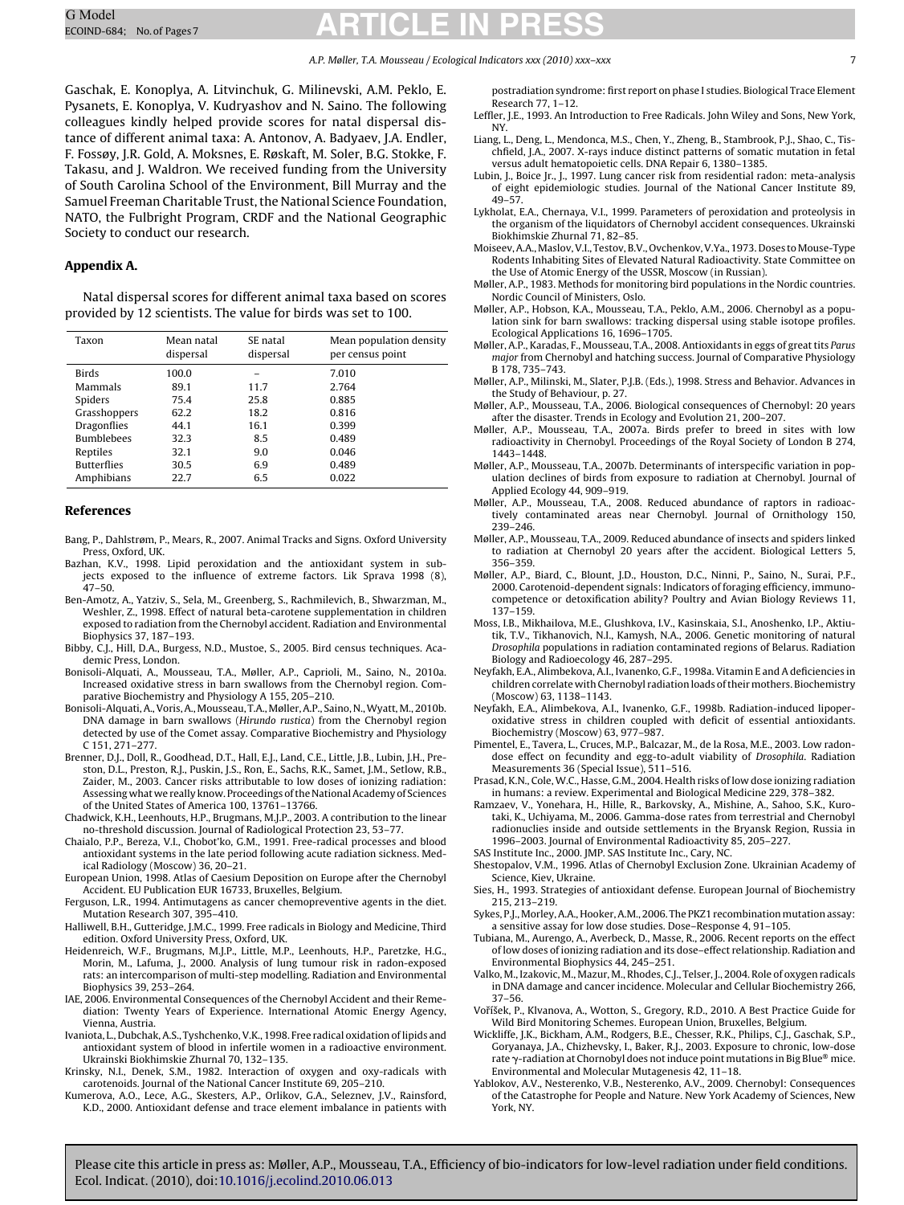Gaschak, E. Konoplya, A. Litvinchuk, G. Milinevski, A.M. Peklo, E. Pysanets, E. Konoplya, V. Kudryashov and N. Saino. The following colleagues kindly helped provide scores for natal dispersal distance of different animal taxa: A. Antonov, A. Badyaev, J.A. Endler, F. Fossøy, J.R. Gold, A. Moksnes, E. Røskaft, M. Soler, B.G. Stokke, F. Takasu, and J. Waldron. We received funding from the University of South Carolina School of the Environment, Bill Murray and the Samuel Freeman Charitable Trust, the National Science Foundation, NATO, the Fulbright Program, CRDF and the National Geographic Society to conduct our research.

## Appendix A.

Natal dispersal scores for different animal taxa based on scores provided by 12 scientists. The value for birds was set to 100.

| Taxon | Mean natal dispersal | SE natal dispersal | Mean population density per census point |
|---|---|---|---|
| Birds | 100.0 | – | 7.010 |
| Mammals | 89.1 | 11.7 | 2.764 |
| Spiders | 75.4 | 25.8 | 0.885 |
| Grasshoppers | 62.2 | 18.2 | 0.816 |
| Dragonflies | 44.1 | 16.1 | 0.399 |
| Bumblebees | 32.3 | 8.5 | 0.489 |
| Reptiles | 32.1 | 9.0 | 0.046 |
| Butterflies | 30.5 | 6.9 | 0.489 |
| Amphibians | 22.7 | 6.5 | 0.022 |

## References

Bang, P., Dahlstrøm, P., Mears, R., 2007. Animal Tracks and Signs. Oxford University Press, Oxford, UK.

Bazhan, K.V., 1998. Lipid peroxidation and the antioxidant system in subjects exposed to the influence of extreme factors. Lik Sprava 1998 (8), 47–50.

Ben-Amotz, A., Yatziv, S., Sela, M., Greenberg, S., Rachmilevich, B., Shwarzman, M., Weshler, Z., 1998. Effect of natural beta-carotene supplementation in children exposed to radiation from the Chernobyl accident. Radiation and Environmental Biophysics 37, 187–193.

Bibby, C.J., Hill, D.A., Burgess, N.D., Mustoe, S., 2005. Bird census techniques. Academic Press, London.

Bonisoli-Alquati, A., Mousseau, T.A., Møller, A.P., Caprioli, M., Saino, N., 2010a. Increased oxidative stress in barn swallows from the Chernobyl region. Comparative Biochemistry and Physiology A 155, 205–210.

Bonisoli-Alquati, A., Voris, A., Mousseau, T.A., Møller, A.P., Saino, N., Wyatt, M., 2010b. DNA damage in barn swallows (*Hirundo rustica*) from the Chernobyl region detected by use of the Comet assay. Comparative Biochemistry and Physiology C 151, 271–277.

Brenner, D.J., Doll, R., Goodhead, D.T., Hall, E.J., Land, C.E., Little, J.B., Lubin, J.H., Preston, D.L., Preston, R.J., Puskin, J.S., Ron, E., Sachs, R.K., Samet, J.M., Setlow, R.B., Zaider, M., 2003. Cancer risks attributable to low doses of ionizing radiation: Assessing what we really know. Proceedings of the National Academy of Sciences of the United States of America 100, 13761–13766.

Chadwick, K.H., Leenhouts, H.P., Brugmans, M.J.P., 2003. A contribution to the linear no-threshold discussion. Journal of Radiological Protection 23, 53–77.

Chaialo, P.P., Bereza, V.I., Chobot'ko, G.M., 1991. Free-radical processes and blood antioxidant systems in the late period following acute radiation sickness. Medical Radiology (Moscow) 36, 20–21.

European Union, 1998. Atlas of Caesium Deposition on Europe after the Chernobyl Accident. EU Publication EUR 16733, Bruxelles, Belgium.

Ferguson, L.R., 1994. Antimutagens as cancer chemopreventive agents in the diet. Mutation Research 307, 395–410.

Halliwell, B.H., Gutteridge, J.M.C., 1999. Free radicals in Biology and Medicine, Third edition. Oxford University Press, Oxford, UK.

Heidenreich, W.F., Brugmans, M.J.P., Little, M.P., Leenhouts, H.P., Paretzke, H.G., Morin, M., Lafuma, J., 2000. Analysis of lung tumour risk in radon-exposed rats: an intercomparison of multi-step modelling. Radiation and Environmental Biophysics 39, 253–264.

IAE, 2006. Environmental Consequences of the Chernobyl Accident and their Remediation: Twenty Years of Experience. International Atomic Energy Agency, Vienna, Austria.

Ivaniota, L., Dubchak, A.S., Tyshchenko, V.K., 1998. Free radical oxidation of lipids and antioxidant system of blood in infertile women in a radioactive environment. Ukrainski Biokhimskie Zhurnal 70, 132–135.

Krinsky, N.I., Denek, S.M., 1982. Interaction of oxygen and oxy-radicals with carotenoids. Journal of the National Cancer Institute 69, 205–210.

Kumerova, A.O., Lece, A.G., Skesters, A.P., Orlikov, G.A., Seleznev, J.V., Rainsford, K.D., 2000. Antioxidant defense and trace element imbalance in patients with postradiation syndrome: first report on phase I studies. Biological Trace Element Research 77, 1–12.

Leffler, J.E., 1993. An Introduction to Free Radicals. John Wiley and Sons, New York, NY.

Liang, L., Deng, L., Mendonca, M.S., Chen, Y., Zheng, B., Stambrook, P.J., Shao, C., Tischfield, J.A., 2007. X-rays induce distinct patterns of somatic mutation in fetal versus adult hematopoietic cells. DNA Repair 6, 1380–1385.

Lubin, J., Boice Jr., J., 1997. Lung cancer risk from residential radon: meta-analysis of eight epidemiologic studies. Journal of the National Cancer Institute 89, 49–57.

Lykholat, E.A., Chernaya, V.I., 1999. Parameters of peroxidation and proteolysis in the organism of the liquidators of Chernobyl accident consequences. Ukrainski Biokhimskie Zhurnal 71, 82–85.

Moiseev, A.A., Maslov, V.I., Testov, B.V., Ovchenkov, V.Ya., 1973. Doses to Mouse-Type Rodents Inhabiting Sites of Elevated Natural Radioactivity. State Committee on the Use of Atomic Energy of the USSR, Moscow (in Russian).

Møller, A.P., 1983. Methods for monitoring bird populations in the Nordic countries. Nordic Council of Ministers, Oslo.

Møller, A.P., Hobson, K.A., Mousseau, T.A., Peklo, A.M., 2006. Chernobyl as a population sink for barn swallows: tracking dispersal using stable isotope profiles. Ecological Applications 16, 1696–1705.

Møller, A.P., Karadas, F., Mousseau, T.A., 2008. Antioxidants in eggs of great tits *Parus major* from Chernobyl and hatching success. Journal of Comparative Physiology B 178, 735–743.

Møller, A.P., Milinski, M., Slater, P.J.B. (Eds.), 1998. Stress and Behavior. Advances in the Study of Behaviour, p. 27.

Møller, A.P., Mousseau, T.A., 2006. Biological consequences of Chernobyl: 20 years after the disaster. Trends in Ecology and Evolution 21, 200–207.

Møller, A.P., Mousseau, T.A., 2007a. Birds prefer to breed in sites with low radioactivity in Chernobyl. Proceedings of the Royal Society of London B 274, 1443–1448.

Møller, A.P., Mousseau, T.A., 2007b. Determinants of interspecific variation in population declines of birds from exposure to radiation at Chernobyl. Journal of Applied Ecology 44, 909–919.

Møller, A.P., Mousseau, T.A., 2008. Reduced abundance of raptors in radioactively contaminated areas near Chernobyl. Journal of Ornithology 150, 239–246.

Møller, A.P., Mousseau, T.A., 2009. Reduced abundance of insects and spiders linked to radiation at Chernobyl 20 years after the accident. Biological Letters 5, 356–359.

Møller, A.P., Biard, C., Blount, J.D., Houston, D.C., Ninni, P., Saino, N., Surai, P.F., 2000. Carotenoid-dependent signals: Indicators of foraging efficiency, immunocompetence or detoxification ability? Poultry and Avian Biology Reviews 11, 137–159.

Moss, I.B., Mikhailova, M.E., Glushkova, I.V., Kasinskaia, S.I., Anoshenko, I.P., Aktiutik, T.V., Tikhanovich, N.I., Kamysh, N.A., 2006. Genetic monitoring of natural *Drosophila* populations in radiation contaminated regions of Belarus. Radiation Biology and Radioecology 46, 287–295.

Neyfakh, E.A., Alimbekova, A.I., Ivanenko, G.F., 1998a. Vitamin E and A deficiencies in children correlate with Chernobyl radiation loads of their mothers. Biochemistry (Moscow) 63, 1138–1143.

Neyfakh, E.A., Alimbekova, A.I., Ivanenko, G.F., 1998b. Radiation-induced lipoperoxidative stress in children coupled with deficit of essential antioxidants. Biochemistry (Moscow) 63, 977–987.

Pimentel, E., Tavera, L., Cruces, M.P., Balcazar, M., de la Rosa, M.E., 2003. Low radon-dose effect on fecundity and egg-to-adult viability of *Drosophila*. Radiation Measurements 36 (Special Issue), 511–516.

Prasad, K.N., Cole, W.C., Hasse, G.M., 2004. Health risks of low dose ionizing radiation in humans: a review. Experimental and Biological Medicine 229, 378–382.

Ramzaev, V., Yonehara, H., Hille, R., Barkovsky, A., Mishine, A., Sahoo, S.K., Kurotaki, K., Uchiyama, M., 2006. Gamma-dose rates from terrestrial and Chernobyl radionuclies inside and outside settlements in the Bryansk Region, Russia in 1996–2003. Journal of Environmental Radioactivity 85, 205–227.

SAS Institute Inc., 2000. JMP. SAS Institute Inc., Cary, NC.

Shestopalov, V.M., 1996. Atlas of Chernobyl Exclusion Zone. Ukrainian Academy of Science, Kiev, Ukraine.

Sies, H., 1993. Strategies of antioxidant defense. European Journal of Biochemistry 215, 213–219.

Sykes, P.J., Morley, A.A., Hooker, A.M., 2006. The PKZ1 recombination mutation assay: a sensitive assay for low dose studies. Dose–Response 4, 91–105.

Tubiana, M., Aurengo, A., Averbeck, D., Masse, R., 2006. Recent reports on the effect of low doses of ionizing radiation and its dose–effect relationship. Radiation and Environmental Biophysics 44, 245–251.

Valko, M., Izakovic, M., Mazur, M., Rhodes, C.J., Telser, J., 2004. Role of oxygen radicals in DNA damage and cancer incidence. Molecular and Cellular Biochemistry 266, 37–56.

Voříšek, P., Klvanova, A., Wotton, S., Gregory, R.D., 2010. A Best Practice Guide for Wild Bird Monitoring Schemes. European Union, Bruxelles, Belgium.

Wickliffe, J.K., Bickham, A.M., Rodgers, B.E., Chesser, R.K., Philips, C.J., Gaschak, S.P., Goryanaya, J.A., Chizhevsky, I., Baker, R.J., 2003. Exposure to chronic, low-dose rate $\gamma$-radiation at Chornobyl does not induce point mutations in Big Blue® mice. Environmental and Molecular Mutagenesis 42, 11–18.

Yablokov, A.V., Nesterenko, V.B., Nesterenko, A.V., 2009. Chernobyl: Consequences of the Catastrophe for People and Nature. New York Academy of Sciences, New York, NY.

Please cite this article in press as: Møller, A.P., Mousseau, T.A., Efficiency of bio-indicators for low-level radiation under field conditions. Ecol. Indicat. (2010), doi:10.1016/j.ecolind.2010.06.013